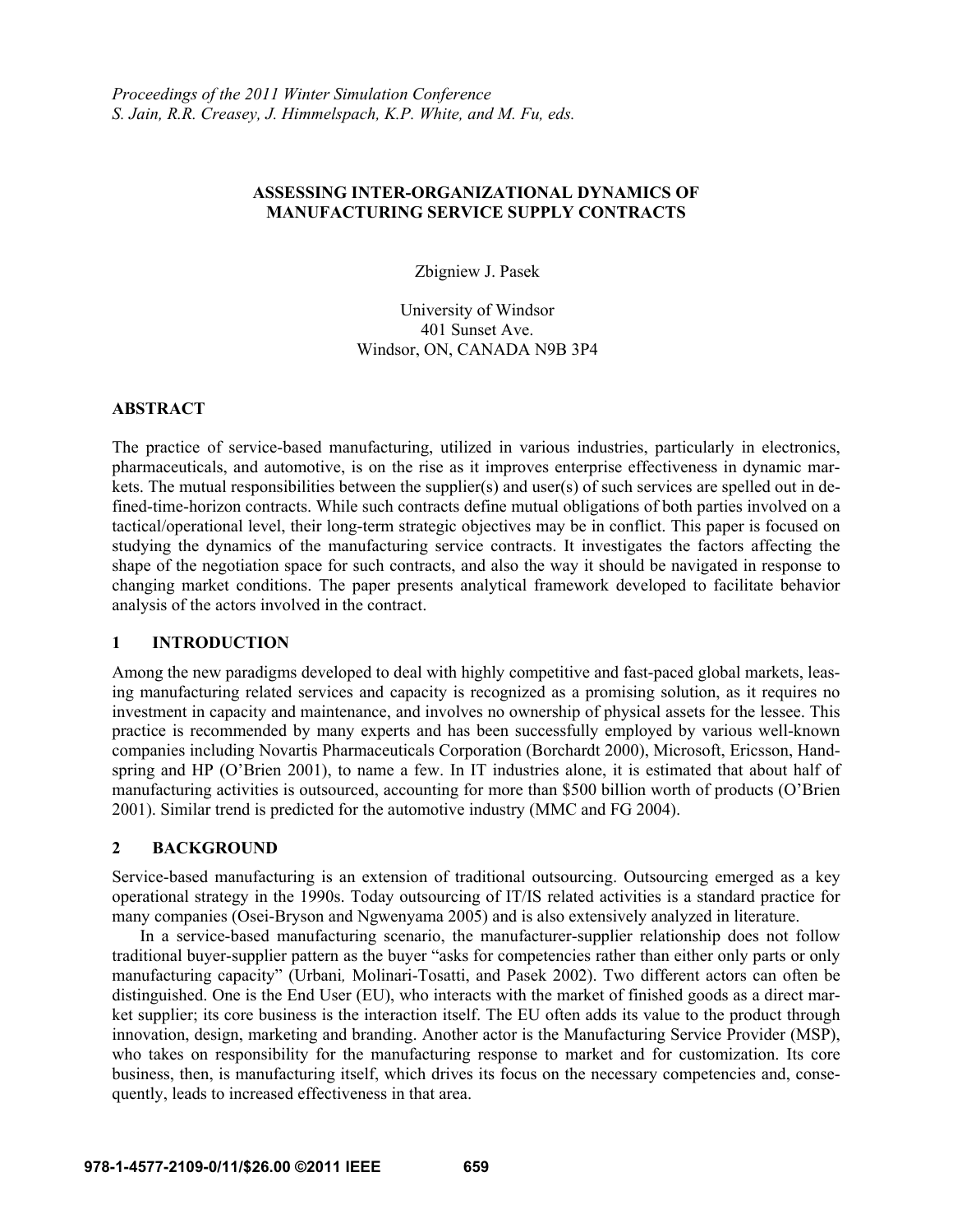*Proceedings of the 2011 Winter Simulation Conference*
*S. Jain, R.R. Creasey, J. Himmelspach, K.P. White, and M. Fu, eds.*

# ASSESSING INTER-ORGANIZATIONAL DYNAMICS OF MANUFACTURING SERVICE SUPPLY CONTRACTS

Zbigniew J. Pasek

University of Windsor
401 Sunset Ave.
Windsor, ON, CANADA N9B 3P4

## ABSTRACT

The practice of service-based manufacturing, utilized in various industries, particularly in electronics, pharmaceuticals, and automotive, is on the rise as it improves enterprise effectiveness in dynamic markets. The mutual responsibilities between the supplier(s) and user(s) of such services are spelled out in defined-time-horizon contracts. While such contracts define mutual obligations of both parties involved on a tactical/operational level, their long-term strategic objectives may be in conflict. This paper is focused on studying the dynamics of the manufacturing service contracts. It investigates the factors affecting the shape of the negotiation space for such contracts, and also the way it should be navigated in response to changing market conditions. The paper presents analytical framework developed to facilitate behavior analysis of the actors involved in the contract.

## 1 INTRODUCTION

Among the new paradigms developed to deal with highly competitive and fast-paced global markets, leasing manufacturing related services and capacity is recognized as a promising solution, as it requires no investment in capacity and maintenance, and involves no ownership of physical assets for the lessee. This practice is recommended by many experts and has been successfully employed by various well-known companies including Novartis Pharmaceuticals Corporation (Borchardt 2000), Microsoft, Ericsson, Handspring and HP (O'Brien 2001), to name a few. In IT industries alone, it is estimated that about half of manufacturing activities is outsourced, accounting for more than \$500 billion worth of products (O'Brien 2001). Similar trend is predicted for the automotive industry (MMC and FG 2004).

## 2 BACKGROUND

Service-based manufacturing is an extension of traditional outsourcing. Outsourcing emerged as a key operational strategy in the 1990s. Today outsourcing of IT/IS related activities is a standard practice for many companies (Osei-Bryson and Ngwenyama 2005) and is also extensively analyzed in literature.

In a service-based manufacturing scenario, the manufacturer-supplier relationship does not follow traditional buyer-supplier pattern as the buyer "asks for competencies rather than either only parts or only manufacturing capacity" (Urbani*,* Molinari-Tosatti, and Pasek 2002). Two different actors can often be distinguished. One is the End User (EU), who interacts with the market of finished goods as a direct market supplier; its core business is the interaction itself. The EU often adds its value to the product through innovation, design, marketing and branding. Another actor is the Manufacturing Service Provider (MSP), who takes on responsibility for the manufacturing response to market and for customization. Its core business, then, is manufacturing itself, which drives its focus on the necessary competencies and, consequently, leads to increased effectiveness in that area.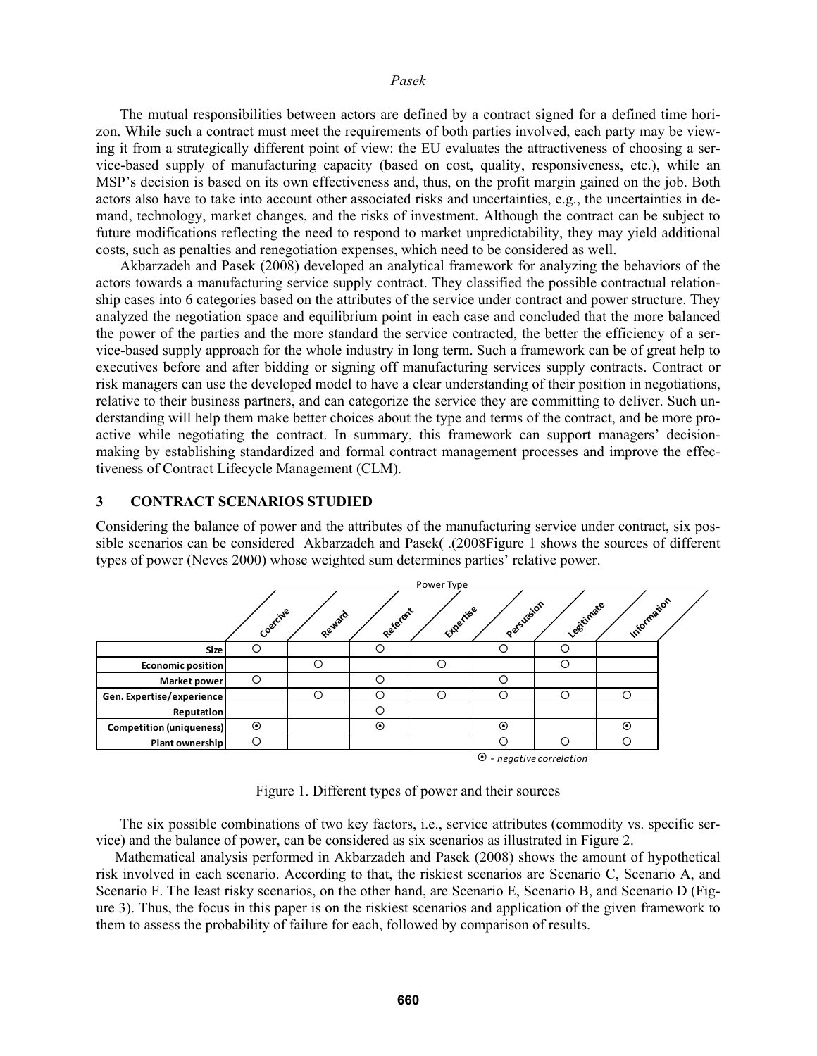The mutual responsibilities between actors are defined by a contract signed for a defined time horizon. While such a contract must meet the requirements of both parties involved, each party may be viewing it from a strategically different point of view: the EU evaluates the attractiveness of choosing a service-based supply of manufacturing capacity (based on cost, quality, responsiveness, etc.), while an MSP's decision is based on its own effectiveness and, thus, on the profit margin gained on the job. Both actors also have to take into account other associated risks and uncertainties, e.g., the uncertainties in demand, technology, market changes, and the risks of investment. Although the contract can be subject to future modifications reflecting the need to respond to market unpredictability, they may yield additional costs, such as penalties and renegotiation expenses, which need to be considered as well.

Akbarzadeh and Pasek (2008) developed an analytical framework for analyzing the behaviors of the actors towards a manufacturing service supply contract. They classified the possible contractual relationship cases into 6 categories based on the attributes of the service under contract and power structure. They analyzed the negotiation space and equilibrium point in each case and concluded that the more balanced the power of the parties and the more standard the service contracted, the better the efficiency of a service-based supply approach for the whole industry in long term. Such a framework can be of great help to executives before and after bidding or signing off manufacturing services supply contracts. Contract or risk managers can use the developed model to have a clear understanding of their position in negotiations, relative to their business partners, and can categorize the service they are committing to deliver. Such understanding will help them make better choices about the type and terms of the contract, and be more proactive while negotiating the contract. In summary, this framework can support managers' decision-making by establishing standardized and formal contract management processes and improve the effectiveness of Contract Lifecycle Management (CLM).

## 3 CONTRACT SCENARIOS STUDIED

Considering the balance of power and the attributes of the manufacturing service under contract, six possible scenarios can be considered Akbarzadeh and Pasek( .(2008Figure 1 shows the sources of different types of power (Neves 2000) whose weighted sum determines parties' relative power.

| | Power Type | | | | | | |
|---|---|---|---|---|---|---|---|
| | Coercive | Reward | Referent | Expertise | Persuasion | Legitimate | Information |
| **Size** | ○ | | ○ | | ○ | ○ | |
| **Economic position** | | ○ | | ○ | | ○ | |
| **Market power** | ○ | | ○ | | ○ | | |
| **Gen. Expertise/experience** | | ○ | ○ | ○ | ○ | ○ | ○ |
| **Reputation** | | | ○ | | | | |
| **Competition (uniqueness)** | ⊙ | | ⊙ | | ⊙ | | ⊙ |
| **Plant ownership** | ○ | | | | ○ | ○ | ○ |

⊙ - *negative correlation*

Figure 1. Different types of power and their sources

The six possible combinations of two key factors, i.e., service attributes (commodity vs. specific service) and the balance of power, can be considered as six scenarios as illustrated in Figure 2.

Mathematical analysis performed in Akbarzadeh and Pasek (2008) shows the amount of hypothetical risk involved in each scenario. According to that, the riskiest scenarios are Scenario C, Scenario A, and Scenario F. The least risky scenarios, on the other hand, are Scenario E, Scenario B, and Scenario D (Figure 3). Thus, the focus in this paper is on the riskiest scenarios and application of the given framework to them to assess the probability of failure for each, followed by comparison of results.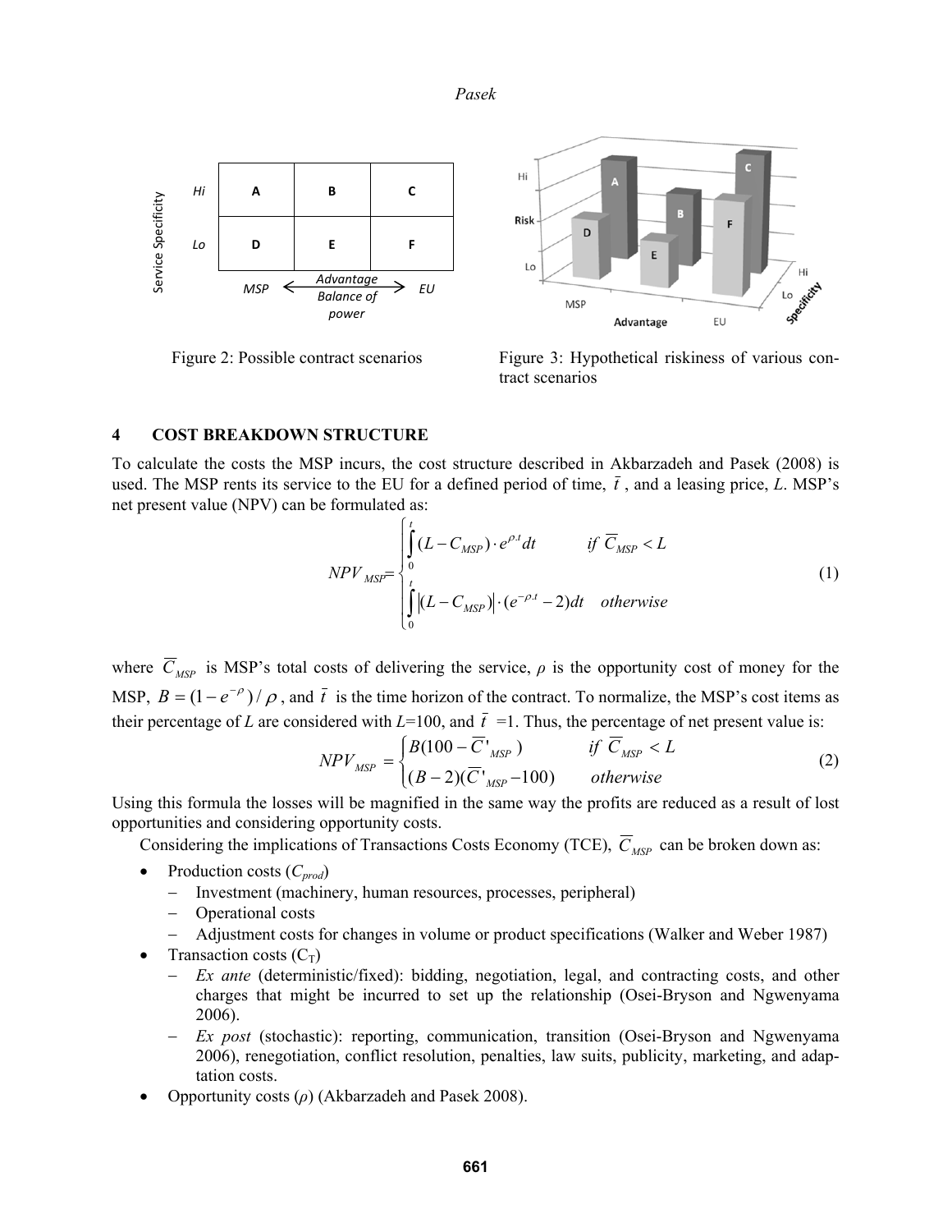Figure 2: Possible contract scenarios

Figure 3: Hypothetical riskiness of various contract scenarios

## 4 COST BREAKDOWN STRUCTURE

To calculate the costs the MSP incurs, the cost structure described in Akbarzadeh and Pasek (2008) is used. The MSP rents its service to the EU for a defined period of time, $\bar{t}$, and a leasing price, $L$. MSP's net present value (NPV) can be formulated as:

$$NPV_{MSP} = \begin{cases} \int_0^t (L - C_{MSP}) \cdot e^{\rho.t} dt & \text{if } \overline{C}_{MSP} < L \\ \int_0^t \left|(L - C_{MSP})\right| \cdot (e^{-\rho.t} - 2) dt & \text{otherwise} \end{cases} \tag{1}$$

where $\overline{C}_{MSP}$ is MSP's total costs of delivering the service, $\rho$ is the opportunity cost of money for the MSP, $B = (1 - e^{-\rho})/\rho$, and $\bar{t}$ is the time horizon of the contract. To normalize, the MSP's cost items as their percentage of $L$ are considered with $L$=100, and $\bar{t}$ =1. Thus, the percentage of net present value is:

$$NPV_{MSP} = \begin{cases} B(100 - \overline{C}'_{MSP}) & \text{if } \overline{C}_{MSP} < L \\ (B - 2)(\overline{C}'_{MSP} - 100) & \text{otherwise} \end{cases} \tag{2}$$

Using this formula the losses will be magnified in the same way the profits are reduced as a result of lost opportunities and considering opportunity costs.

Considering the implications of Transactions Costs Economy (TCE), $\overline{C}_{MSP}$ can be broken down as:

- Production costs ($C_{prod}$)
  - Investment (machinery, human resources, processes, peripheral)
  - Operational costs
  - Adjustment costs for changes in volume or product specifications (Walker and Weber 1987)
- Transaction costs ($C_T$)
  - *Ex ante* (deterministic/fixed): bidding, negotiation, legal, and contracting costs, and other charges that might be incurred to set up the relationship (Osei-Bryson and Ngwenyama 2006).
  - *Ex post* (stochastic): reporting, communication, transition (Osei-Bryson and Ngwenyama 2006), renegotiation, conflict resolution, penalties, law suits, publicity, marketing, and adaptation costs.
- Opportunity costs ($\rho$) (Akbarzadeh and Pasek 2008).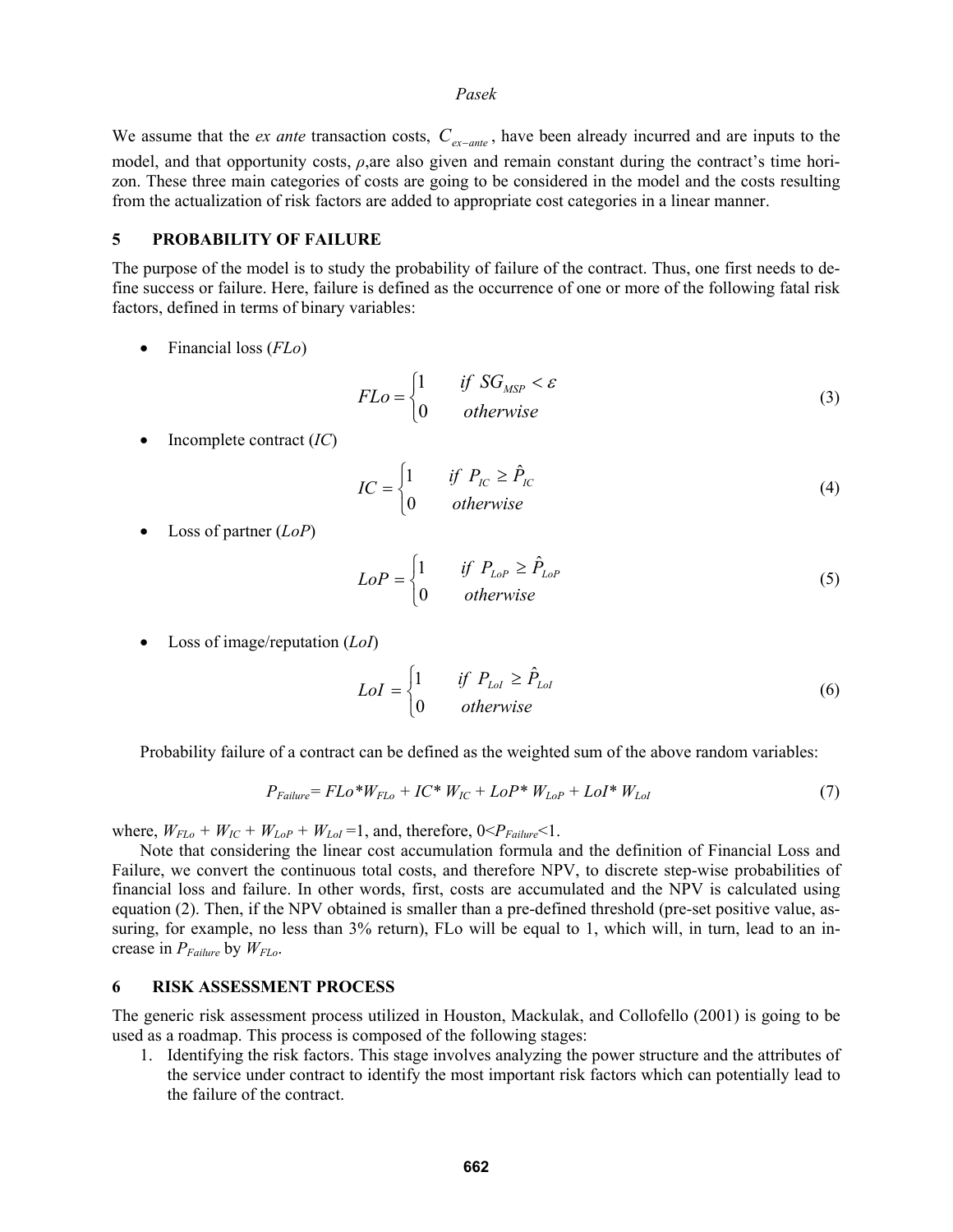We assume that the *ex ante* transaction costs, $C_{ex-ante}$, have been already incurred and are inputs to the model, and that opportunity costs, *ρ*,are also given and remain constant during the contract's time horizon. These three main categories of costs are going to be considered in the model and the costs resulting from the actualization of risk factors are added to appropriate cost categories in a linear manner.

## 5 PROBABILITY OF FAILURE

The purpose of the model is to study the probability of failure of the contract. Thus, one first needs to define success or failure. Here, failure is defined as the occurrence of one or more of the following fatal risk factors, defined in terms of binary variables:

- Financial loss (*FLo*)

$$FLo = \begin{cases} 1 & if \ SG_{MSP} < \varepsilon \\ 0 & otherwise \end{cases} \tag{3}$$

- Incomplete contract (*IC*)

$$IC = \begin{cases} 1 & if \ P_{IC} \geq \hat{P}_{IC} \\ 0 & otherwise \end{cases} \tag{4}$$

- Loss of partner (*LoP*)

$$LoP = \begin{cases} 1 & if \ P_{LoP} \geq \hat{P}_{LoP} \\ 0 & otherwise \end{cases} \tag{5}$$

- Loss of image/reputation (*LoI*)

$$LoI = \begin{cases} 1 & if \ P_{LoI} \geq \hat{P}_{LoI} \\ 0 & otherwise \end{cases} \tag{6}$$

Probability failure of a contract can be defined as the weighted sum of the above random variables:

$$P_{Failure} = FLo * W_{FLo} + IC * W_{IC} + LoP * W_{LoP} + LoI * W_{LoI} \tag{7}$$

where, $W_{FLo} + W_{IC} + W_{LoP} + W_{LoI} = 1$, and, therefore, $0 < P_{Failure} < 1$.

Note that considering the linear cost accumulation formula and the definition of Financial Loss and Failure, we convert the continuous total costs, and therefore NPV, to discrete step-wise probabilities of financial loss and failure. In other words, first, costs are accumulated and the NPV is calculated using equation (2). Then, if the NPV obtained is smaller than a pre-defined threshold (pre-set positive value, assuring, for example, no less than 3% return), FLo will be equal to 1, which will, in turn, lead to an increase in $P_{Failure}$ by $W_{FLo}$.

## 6 RISK ASSESSMENT PROCESS

The generic risk assessment process utilized in Houston, Mackulak, and Collofello (2001) is going to be used as a roadmap. This process is composed of the following stages:

1. Identifying the risk factors. This stage involves analyzing the power structure and the attributes of the service under contract to identify the most important risk factors which can potentially lead to the failure of the contract.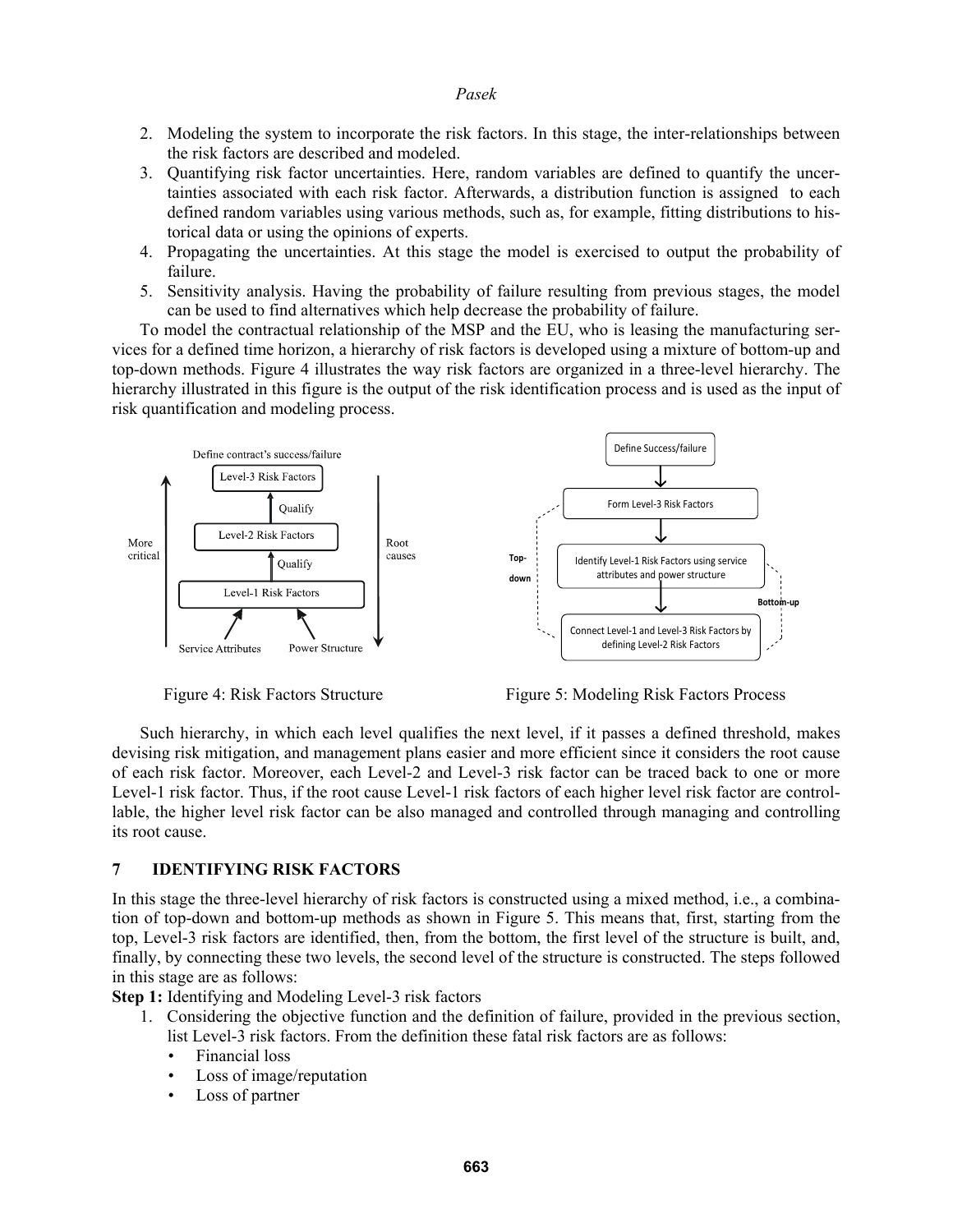2. Modeling the system to incorporate the risk factors. In this stage, the inter-relationships between the risk factors are described and modeled.
3. Quantifying risk factor uncertainties. Here, random variables are defined to quantify the uncertainties associated with each risk factor. Afterwards, a distribution function is assigned to each defined random variables using various methods, such as, for example, fitting distributions to historical data or using the opinions of experts.
4. Propagating the uncertainties. At this stage the model is exercised to output the probability of failure.
5. Sensitivity analysis. Having the probability of failure resulting from previous stages, the model can be used to find alternatives which help decrease the probability of failure.

To model the contractual relationship of the MSP and the EU, who is leasing the manufacturing services for a defined time horizon, a hierarchy of risk factors is developed using a mixture of bottom-up and top-down methods. Figure 4 illustrates the way risk factors are organized in a three-level hierarchy. The hierarchy illustrated in this figure is the output of the risk identification process and is used as the input of risk quantification and modeling process.

Figure 4: Risk Factors Structure

Figure 5: Modeling Risk Factors Process

Such hierarchy, in which each level qualifies the next level, if it passes a defined threshold, makes devising risk mitigation, and management plans easier and more efficient since it considers the root cause of each risk factor. Moreover, each Level-2 and Level-3 risk factor can be traced back to one or more Level-1 risk factor. Thus, if the root cause Level-1 risk factors of each higher level risk factor are controllable, the higher level risk factor can be also managed and controlled through managing and controlling its root cause.

## 7 IDENTIFYING RISK FACTORS

In this stage the three-level hierarchy of risk factors is constructed using a mixed method, i.e., a combination of top-down and bottom-up methods as shown in Figure 5. This means that, first, starting from the top, Level-3 risk factors are identified, then, from the bottom, the first level of the structure is built, and, finally, by connecting these two levels, the second level of the structure is constructed. The steps followed in this stage are as follows:

**Step 1:** Identifying and Modeling Level-3 risk factors

1. Considering the objective function and the definition of failure, provided in the previous section, list Level-3 risk factors. From the definition these fatal risk factors are as follows:
   - Financial loss
   - Loss of image/reputation
   - Loss of partner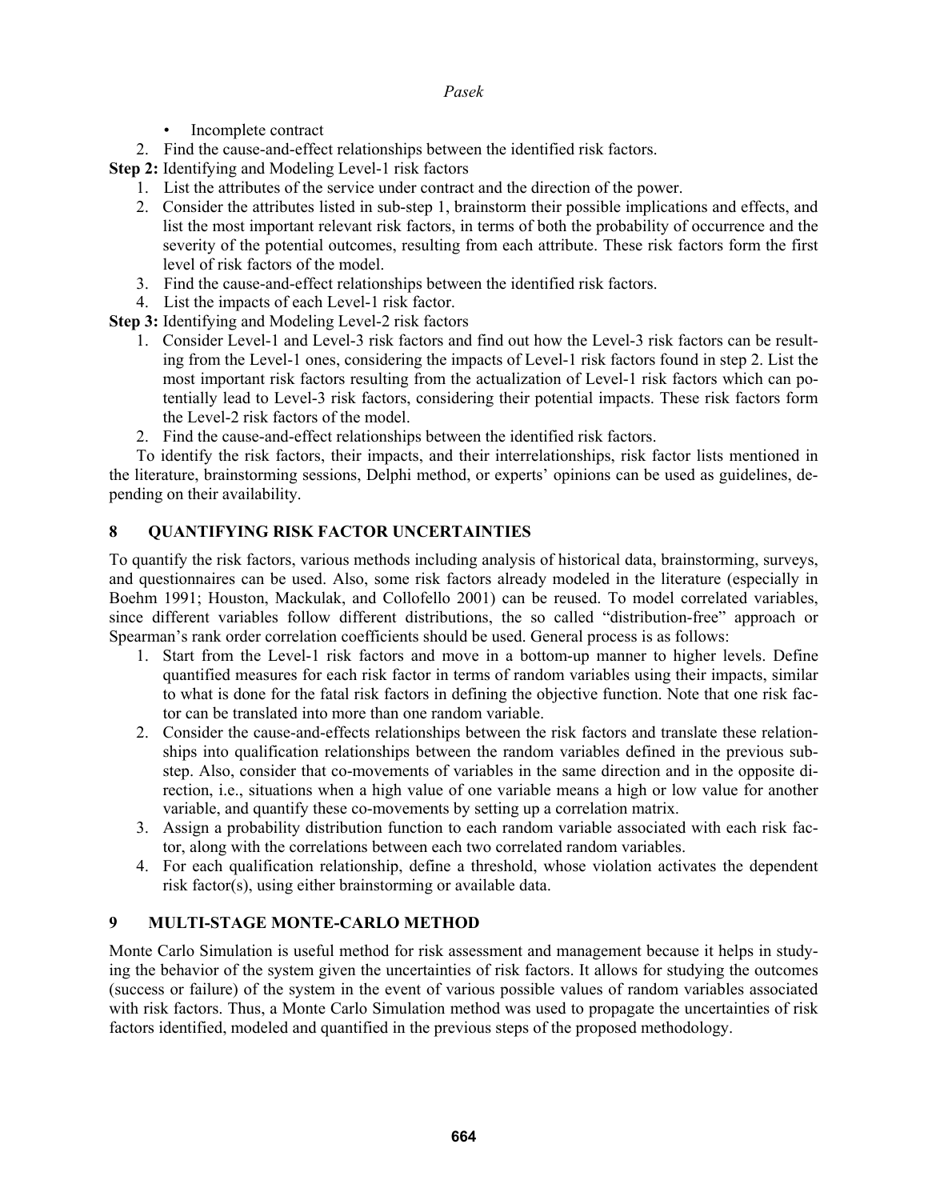- Incomplete contract

2. Find the cause-and-effect relationships between the identified risk factors.

**Step 2:** Identifying and Modeling Level-1 risk factors

1. List the attributes of the service under contract and the direction of the power.
2. Consider the attributes listed in sub-step 1, brainstorm their possible implications and effects, and list the most important relevant risk factors, in terms of both the probability of occurrence and the severity of the potential outcomes, resulting from each attribute. These risk factors form the first level of risk factors of the model.
3. Find the cause-and-effect relationships between the identified risk factors.
4. List the impacts of each Level-1 risk factor.

**Step 3:** Identifying and Modeling Level-2 risk factors

1. Consider Level-1 and Level-3 risk factors and find out how the Level-3 risk factors can be resulting from the Level-1 ones, considering the impacts of Level-1 risk factors found in step 2. List the most important risk factors resulting from the actualization of Level-1 risk factors which can potentially lead to Level-3 risk factors, considering their potential impacts. These risk factors form the Level-2 risk factors of the model.
2. Find the cause-and-effect relationships between the identified risk factors.

To identify the risk factors, their impacts, and their interrelationships, risk factor lists mentioned in the literature, brainstorming sessions, Delphi method, or experts' opinions can be used as guidelines, depending on their availability.

## 8 QUANTIFYING RISK FACTOR UNCERTAINTIES

To quantify the risk factors, various methods including analysis of historical data, brainstorming, surveys, and questionnaires can be used. Also, some risk factors already modeled in the literature (especially in Boehm 1991; Houston, Mackulak, and Collofello 2001) can be reused. To model correlated variables, since different variables follow different distributions, the so called "distribution-free" approach or Spearman's rank order correlation coefficients should be used. General process is as follows:

1. Start from the Level-1 risk factors and move in a bottom-up manner to higher levels. Define quantified measures for each risk factor in terms of random variables using their impacts, similar to what is done for the fatal risk factors in defining the objective function. Note that one risk factor can be translated into more than one random variable.
2. Consider the cause-and-effects relationships between the risk factors and translate these relationships into qualification relationships between the random variables defined in the previous sub-step. Also, consider that co-movements of variables in the same direction and in the opposite direction, i.e., situations when a high value of one variable means a high or low value for another variable, and quantify these co-movements by setting up a correlation matrix.
3. Assign a probability distribution function to each random variable associated with each risk factor, along with the correlations between each two correlated random variables.
4. For each qualification relationship, define a threshold, whose violation activates the dependent risk factor(s), using either brainstorming or available data.

## 9 MULTI-STAGE MONTE-CARLO METHOD

Monte Carlo Simulation is useful method for risk assessment and management because it helps in studying the behavior of the system given the uncertainties of risk factors. It allows for studying the outcomes (success or failure) of the system in the event of various possible values of random variables associated with risk factors. Thus, a Monte Carlo Simulation method was used to propagate the uncertainties of risk factors identified, modeled and quantified in the previous steps of the proposed methodology.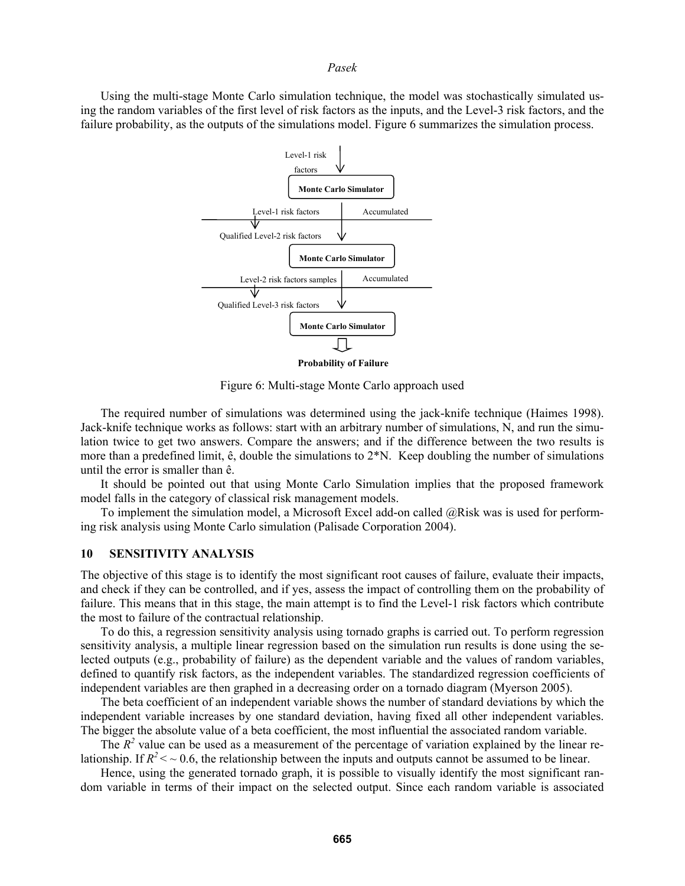Using the multi-stage Monte Carlo simulation technique, the model was stochastically simulated using the random variables of the first level of risk factors as the inputs, and the Level-3 risk factors, and the failure probability, as the outputs of the simulations model. Figure 6 summarizes the simulation process.

Figure 6: Multi-stage Monte Carlo approach used

The required number of simulations was determined using the jack-knife technique (Haimes 1998). Jack-knife technique works as follows: start with an arbitrary number of simulations, N, and run the simulation twice to get two answers. Compare the answers; and if the difference between the two results is more than a predefined limit, ê, double the simulations to 2*N. Keep doubling the number of simulations until the error is smaller than ê.

It should be pointed out that using Monte Carlo Simulation implies that the proposed framework model falls in the category of classical risk management models.

To implement the simulation model, a Microsoft Excel add-on called @Risk was is used for performing risk analysis using Monte Carlo simulation (Palisade Corporation 2004).

## 10 SENSITIVITY ANALYSIS

The objective of this stage is to identify the most significant root causes of failure, evaluate their impacts, and check if they can be controlled, and if yes, assess the impact of controlling them on the probability of failure. This means that in this stage, the main attempt is to find the Level-1 risk factors which contribute the most to failure of the contractual relationship.

To do this, a regression sensitivity analysis using tornado graphs is carried out. To perform regression sensitivity analysis, a multiple linear regression based on the simulation run results is done using the selected outputs (e.g., probability of failure) as the dependent variable and the values of random variables, defined to quantify risk factors, as the independent variables. The standardized regression coefficients of independent variables are then graphed in a decreasing order on a tornado diagram (Myerson 2005).

The beta coefficient of an independent variable shows the number of standard deviations by which the independent variable increases by one standard deviation, having fixed all other independent variables. The bigger the absolute value of a beta coefficient, the most influential the associated random variable.

The $R^2$ value can be used as a measurement of the percentage of variation explained by the linear relationship. If $R^2 < \sim 0.6$, the relationship between the inputs and outputs cannot be assumed to be linear.

Hence, using the generated tornado graph, it is possible to visually identify the most significant random variable in terms of their impact on the selected output. Since each random variable is associated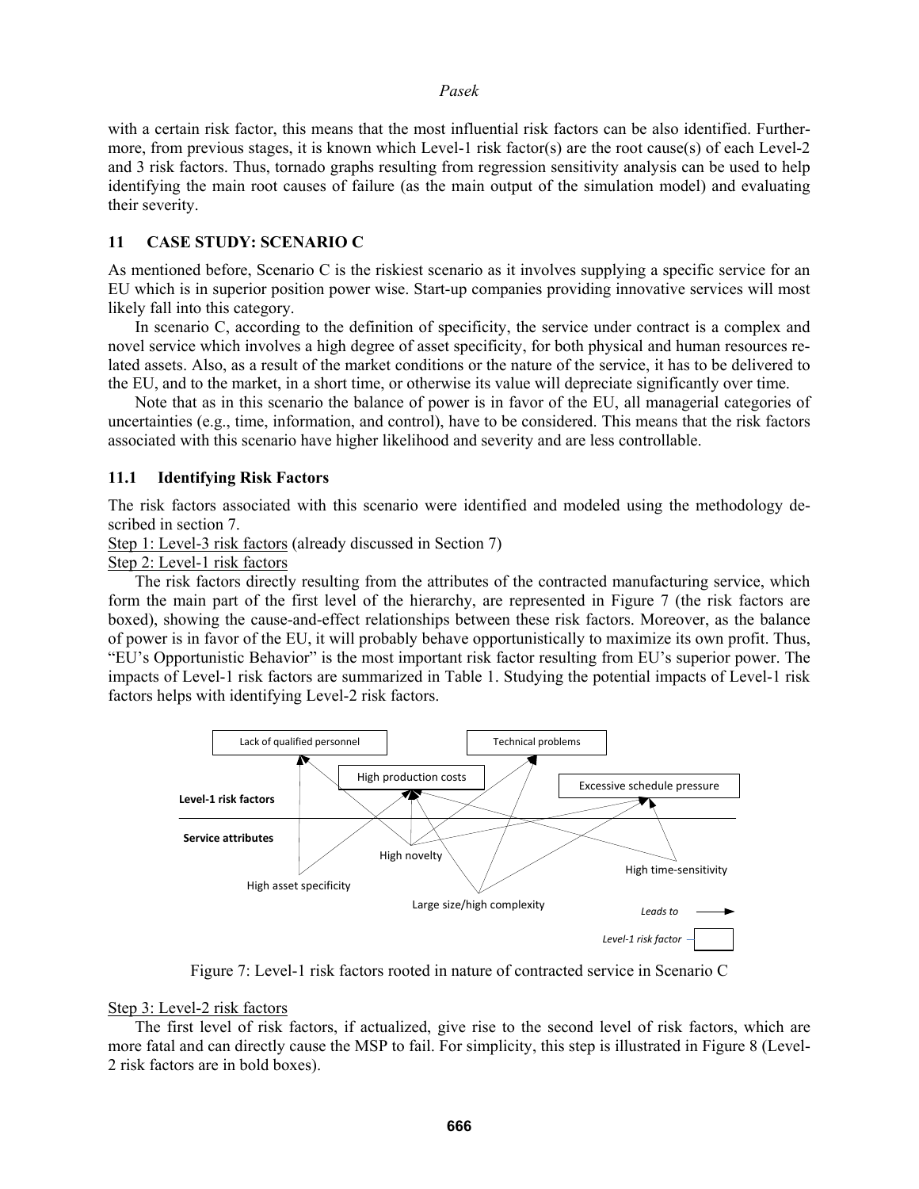with a certain risk factor, this means that the most influential risk factors can be also identified. Furthermore, from previous stages, it is known which Level-1 risk factor(s) are the root cause(s) of each Level-2 and 3 risk factors. Thus, tornado graphs resulting from regression sensitivity analysis can be used to help identifying the main root causes of failure (as the main output of the simulation model) and evaluating their severity.

## 11 CASE STUDY: SCENARIO C

As mentioned before, Scenario C is the riskiest scenario as it involves supplying a specific service for an EU which is in superior position power wise. Start-up companies providing innovative services will most likely fall into this category.

In scenario C, according to the definition of specificity, the service under contract is a complex and novel service which involves a high degree of asset specificity, for both physical and human resources related assets. Also, as a result of the market conditions or the nature of the service, it has to be delivered to the EU, and to the market, in a short time, or otherwise its value will depreciate significantly over time.

Note that as in this scenario the balance of power is in favor of the EU, all managerial categories of uncertainties (e.g., time, information, and control), have to be considered. This means that the risk factors associated with this scenario have higher likelihood and severity and are less controllable.

### 11.1 Identifying Risk Factors

The risk factors associated with this scenario were identified and modeled using the methodology described in section 7.

Step 1: Level-3 risk factors (already discussed in Section 7)

Step 2: Level-1 risk factors

The risk factors directly resulting from the attributes of the contracted manufacturing service, which form the main part of the first level of the hierarchy, are represented in Figure 7 (the risk factors are boxed), showing the cause-and-effect relationships between these risk factors. Moreover, as the balance of power is in favor of the EU, it will probably behave opportunistically to maximize its own profit. Thus, "EU's Opportunistic Behavior" is the most important risk factor resulting from EU's superior power. The impacts of Level-1 risk factors are summarized in Table 1. Studying the potential impacts of Level-1 risk factors helps with identifying Level-2 risk factors.

Figure 7: Level-1 risk factors rooted in nature of contracted service in Scenario C

Step 3: Level-2 risk factors

The first level of risk factors, if actualized, give rise to the second level of risk factors, which are more fatal and can directly cause the MSP to fail. For simplicity, this step is illustrated in Figure 8 (Level-2 risk factors are in bold boxes).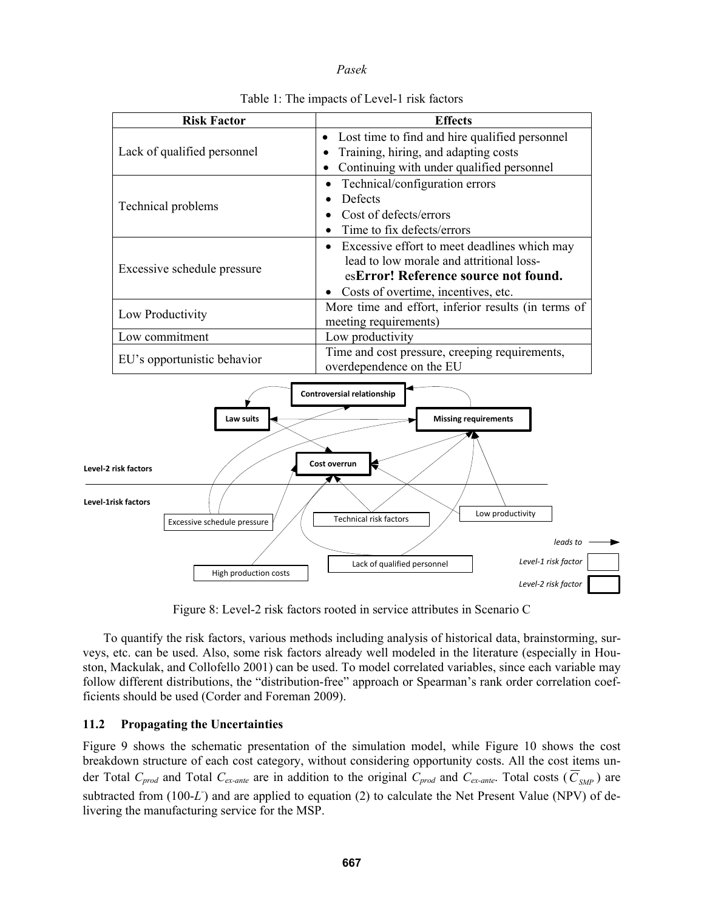Table 1: The impacts of Level-1 risk factors

| Risk Factor | Effects |
| --- | --- |
| Lack of qualified personnel | • Lost time to find and hire qualified personnel<br>• Training, hiring, and adapting costs<br>• Continuing with under qualified personnel |
| Technical problems | • Technical/configuration errors<br>• Defects<br>• Cost of defects/errors<br>• Time to fix defects/errors |
| Excessive schedule pressure | • Excessive effort to meet deadlines which may lead to low morale and attritional losses**Error! Reference source not found.**<br>• Costs of overtime, incentives, etc. |
| Low Productivity | More time and effort, inferior results (in terms of meeting requirements) |
| Low commitment | Low productivity |
| EU's opportunistic behavior | Time and cost pressure, creeping requirements, overdependence on the EU |

Figure 8: Level-2 risk factors rooted in service attributes in Scenario C

To quantify the risk factors, various methods including analysis of historical data, brainstorming, surveys, etc. can be used. Also, some risk factors already well modeled in the literature (especially in Houston, Mackulak, and Collofello 2001) can be used. To model correlated variables, since each variable may follow different distributions, the "distribution-free" approach or Spearman's rank order correlation coefficients should be used (Corder and Foreman 2009).

## 11.2 Propagating the Uncertainties

Figure 9 shows the schematic presentation of the simulation model, while Figure 10 shows the cost breakdown structure of each cost category, without considering opportunity costs. All the cost items under Total $C_{prod}$ and Total $C_{ex\text{-}ante}$ are in addition to the original $C_{prod}$ and $C_{ex\text{-}ante}$. Total costs ($\overline{C}_{SMP}$) are subtracted from (100-$L^{-}$) and are applied to equation (2) to calculate the Net Present Value (NPV) of delivering the manufacturing service for the MSP.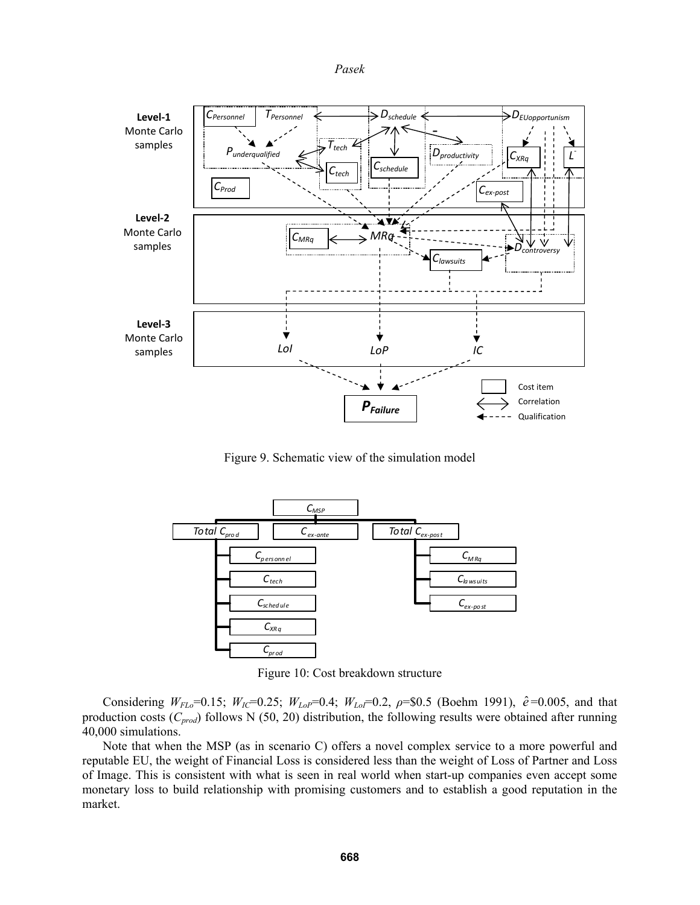Figure 9. Schematic view of the simulation model

Figure 10: Cost breakdown structure

Considering $W_{FLo}$=0.15; $W_{IC}$=0.25; $W_{LoP}$=0.4; $W_{LoI}$=0.2, $\rho$=\$0.5 (Boehm 1991), $\hat{e}$=0.005, and that production costs ($C_{prod}$) follows N (50, 20) distribution, the following results were obtained after running 40,000 simulations.

Note that when the MSP (as in scenario C) offers a novel complex service to a more powerful and reputable EU, the weight of Financial Loss is considered less than the weight of Loss of Partner and Loss of Image. This is consistent with what is seen in real world when start-up companies even accept some monetary loss to build relationship with promising customers and to establish a good reputation in the market.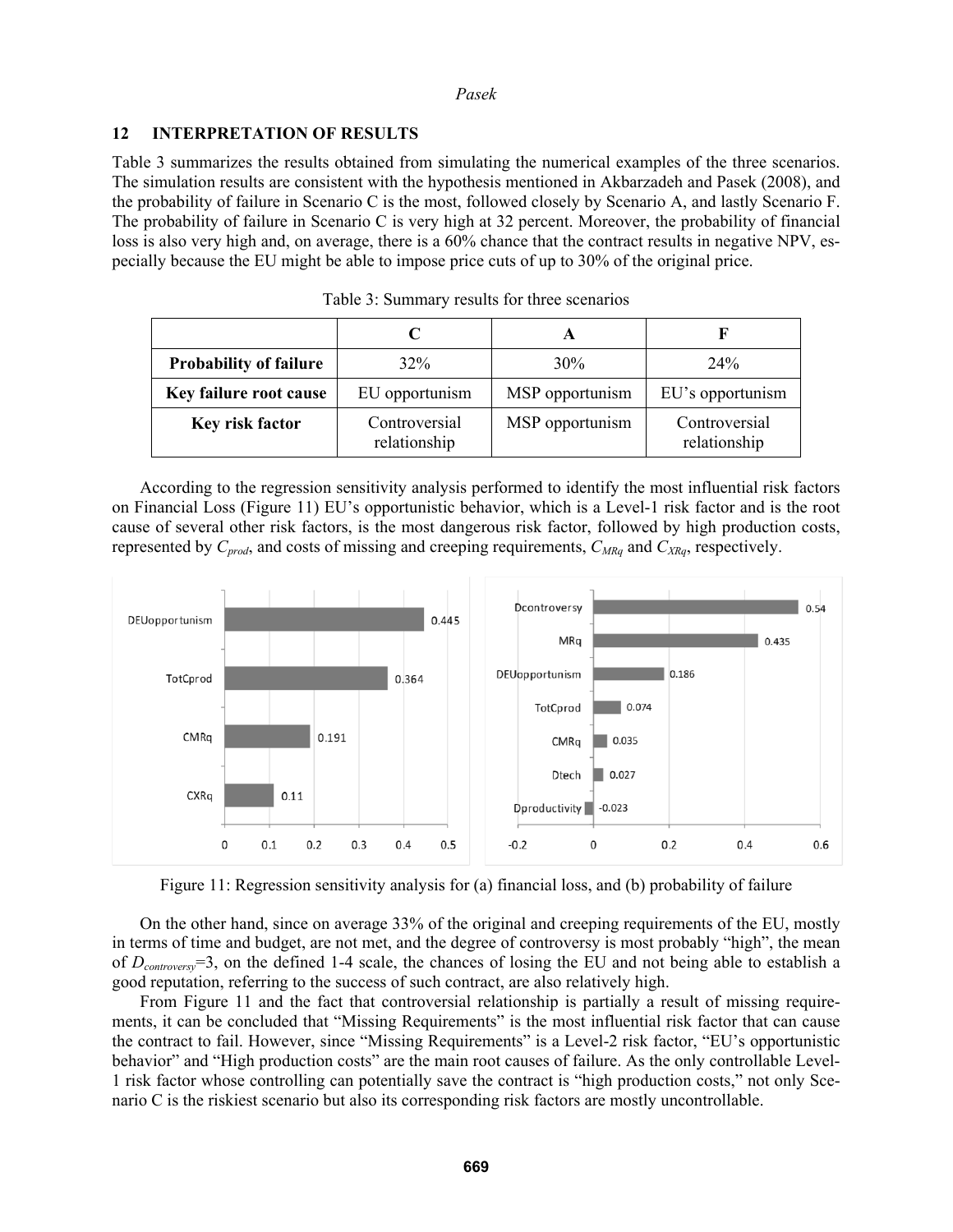## 12 INTERPRETATION OF RESULTS

Table 3 summarizes the results obtained from simulating the numerical examples of the three scenarios. The simulation results are consistent with the hypothesis mentioned in Akbarzadeh and Pasek (2008), and the probability of failure in Scenario C is the most, followed closely by Scenario A, and lastly Scenario F. The probability of failure in Scenario C is very high at 32 percent. Moreover, the probability of financial loss is also very high and, on average, there is a 60% chance that the contract results in negative NPV, especially because the EU might be able to impose price cuts of up to 30% of the original price.

Table 3: Summary results for three scenarios

| | C | A | F |
|---|---|---|---|
| **Probability of failure** | 32% | 30% | 24% |
| **Key failure root cause** | EU opportunism | MSP opportunism | EU's opportunism |
| **Key risk factor** | Controversial relationship | MSP opportunism | Controversial relationship |

According to the regression sensitivity analysis performed to identify the most influential risk factors on Financial Loss (Figure 11) EU's opportunistic behavior, which is a Level-1 risk factor and is the root cause of several other risk factors, is the most dangerous risk factor, followed by high production costs, represented by $C_{prod}$, and costs of missing and creeping requirements, $C_{MRq}$ and $C_{XRq}$, respectively.

Figure 11: Regression sensitivity analysis for (a) financial loss, and (b) probability of failure

On the other hand, since on average 33% of the original and creeping requirements of the EU, mostly in terms of time and budget, are not met, and the degree of controversy is most probably "high", the mean of $D_{controversy}$=3, on the defined 1-4 scale, the chances of losing the EU and not being able to establish a good reputation, referring to the success of such contract, are also relatively high.

From Figure 11 and the fact that controversial relationship is partially a result of missing requirements, it can be concluded that "Missing Requirements" is the most influential risk factor that can cause the contract to fail. However, since "Missing Requirements" is a Level-2 risk factor, "EU's opportunistic behavior" and "High production costs" are the main root causes of failure. As the only controllable Level-1 risk factor whose controlling can potentially save the contract is "high production costs," not only Scenario C is the riskiest scenario but also its corresponding risk factors are mostly uncontrollable.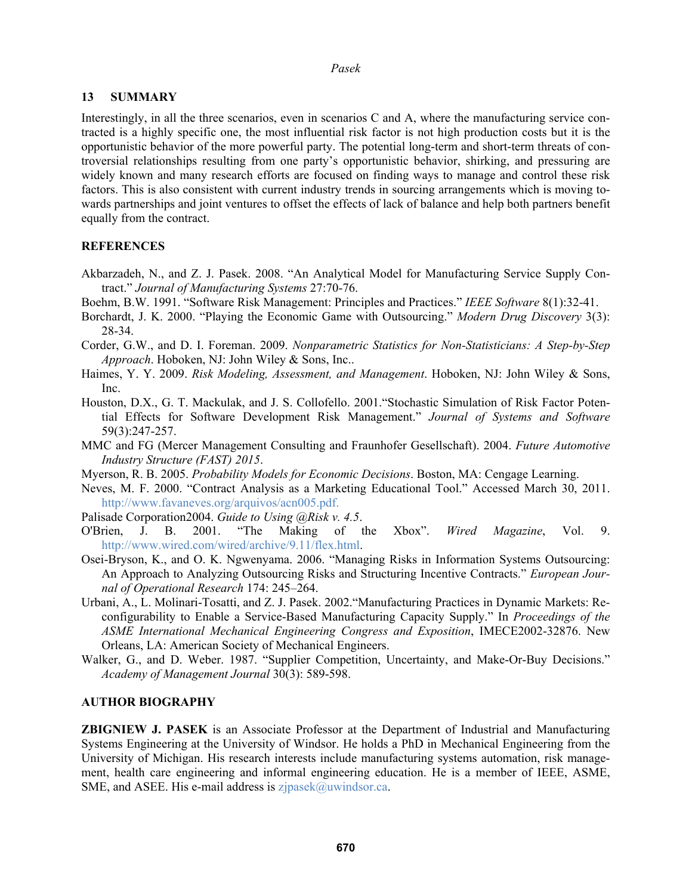## 13 SUMMARY

Interestingly, in all the three scenarios, even in scenarios C and A, where the manufacturing service contracted is a highly specific one, the most influential risk factor is not high production costs but it is the opportunistic behavior of the more powerful party. The potential long-term and short-term threats of controversial relationships resulting from one party's opportunistic behavior, shirking, and pressuring are widely known and many research efforts are focused on finding ways to manage and control these risk factors. This is also consistent with current industry trends in sourcing arrangements which is moving towards partnerships and joint ventures to offset the effects of lack of balance and help both partners benefit equally from the contract.

## REFERENCES

Akbarzadeh, N., and Z. J. Pasek. 2008. "An Analytical Model for Manufacturing Service Supply Contract." *Journal of Manufacturing Systems* 27:70-76.

Boehm, B.W. 1991. "Software Risk Management: Principles and Practices." *IEEE Software* 8(1):32-41.

Borchardt, J. K. 2000. "Playing the Economic Game with Outsourcing." *Modern Drug Discovery* 3(3): 28-34.

Corder, G.W., and D. I. Foreman. 2009. *Nonparametric Statistics for Non-Statisticians: A Step-by-Step Approach*. Hoboken, NJ: John Wiley & Sons, Inc..

Haimes, Y. Y. 2009. *Risk Modeling, Assessment, and Management*. Hoboken, NJ: John Wiley & Sons, Inc.

Houston, D.X., G. T. Mackulak, and J. S. Collofello. 2001."Stochastic Simulation of Risk Factor Potential Effects for Software Development Risk Management." *Journal of Systems and Software* 59(3):247-257.

MMC and FG (Mercer Management Consulting and Fraunhofer Gesellschaft). 2004. *Future Automotive Industry Structure (FAST) 2015*.

Myerson, R. B. 2005. *Probability Models for Economic Decisions*. Boston, MA: Cengage Learning.

Neves, M. F. 2000. "Contract Analysis as a Marketing Educational Tool." Accessed March 30, 2011. http://www.favaneves.org/arquivos/acn005.pdf.

Palisade Corporation2004. *Guide to Using @Risk v. 4.5*.

O'Brien, J. B. 2001. "The Making of the Xbox". *Wired Magazine*, Vol. 9. http://www.wired.com/wired/archive/9.11/flex.html.

Osei-Bryson, K., and O. K. Ngwenyama. 2006. "Managing Risks in Information Systems Outsourcing: An Approach to Analyzing Outsourcing Risks and Structuring Incentive Contracts." *European Journal of Operational Research* 174: 245–264.

Urbani, A., L. Molinari-Tosatti, and Z. J. Pasek. 2002."Manufacturing Practices in Dynamic Markets: Reconfigurability to Enable a Service-Based Manufacturing Capacity Supply." In *Proceedings of the ASME International Mechanical Engineering Congress and Exposition*, IMECE2002-32876. New Orleans, LA: American Society of Mechanical Engineers.

Walker, G., and D. Weber. 1987. "Supplier Competition, Uncertainty, and Make-Or-Buy Decisions." *Academy of Management Journal* 30(3): 589-598.

## AUTHOR BIOGRAPHY

**ZBIGNIEW J. PASEK** is an Associate Professor at the Department of Industrial and Manufacturing Systems Engineering at the University of Windsor. He holds a PhD in Mechanical Engineering from the University of Michigan. His research interests include manufacturing systems automation, risk management, health care engineering and informal engineering education. He is a member of IEEE, ASME, SME, and ASEE. His e-mail address is zjpasek@uwindsor.ca.